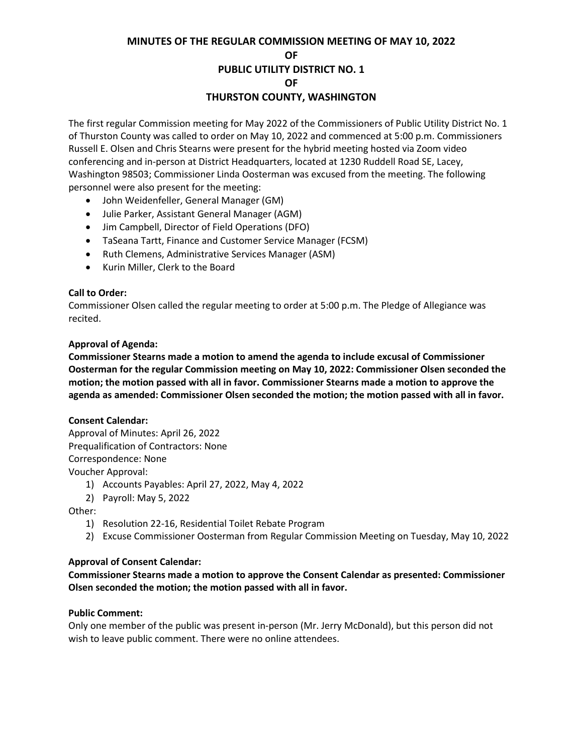# MINUTES OF THE REGULAR COMMISSION MEETING OF MAY 10, 2022
# OF
# PUBLIC UTILITY DISTRICT NO. 1
# OF
# THURSTON COUNTY, WASHINGTON

The first regular Commission meeting for May 2022 of the Commissioners of Public Utility District No. 1 of Thurston County was called to order on May 10, 2022 and commenced at 5:00 p.m. Commissioners Russell E. Olsen and Chris Stearns were present for the hybrid meeting hosted via Zoom video conferencing and in-person at District Headquarters, located at 1230 Ruddell Road SE, Lacey, Washington 98503; Commissioner Linda Oosterman was excused from the meeting. The following personnel were also present for the meeting:

- John Weidenfeller, General Manager (GM)
- Julie Parker, Assistant General Manager (AGM)
- Jim Campbell, Director of Field Operations (DFO)
- TaSeana Tartt, Finance and Customer Service Manager (FCSM)
- Ruth Clemens, Administrative Services Manager (ASM)
- Kurin Miller, Clerk to the Board

**Call to Order:**
Commissioner Olsen called the regular meeting to order at 5:00 p.m. The Pledge of Allegiance was recited.

**Approval of Agenda:**
**Commissioner Stearns made a motion to amend the agenda to include excusal of Commissioner Oosterman for the regular Commission meeting on May 10, 2022: Commissioner Olsen seconded the motion; the motion passed with all in favor. Commissioner Stearns made a motion to approve the agenda as amended: Commissioner Olsen seconded the motion; the motion passed with all in favor.**

**Consent Calendar:**
Approval of Minutes: April 26, 2022
Prequalification of Contractors: None
Correspondence: None
Voucher Approval:

1) Accounts Payables: April 27, 2022, May 4, 2022
2) Payroll: May 5, 2022

Other:

1) Resolution 22-16, Residential Toilet Rebate Program
2) Excuse Commissioner Oosterman from Regular Commission Meeting on Tuesday, May 10, 2022

**Approval of Consent Calendar:**
**Commissioner Stearns made a motion to approve the Consent Calendar as presented: Commissioner Olsen seconded the motion; the motion passed with all in favor.**

**Public Comment:**
Only one member of the public was present in-person (Mr. Jerry McDonald), but this person did not wish to leave public comment. There were no online attendees.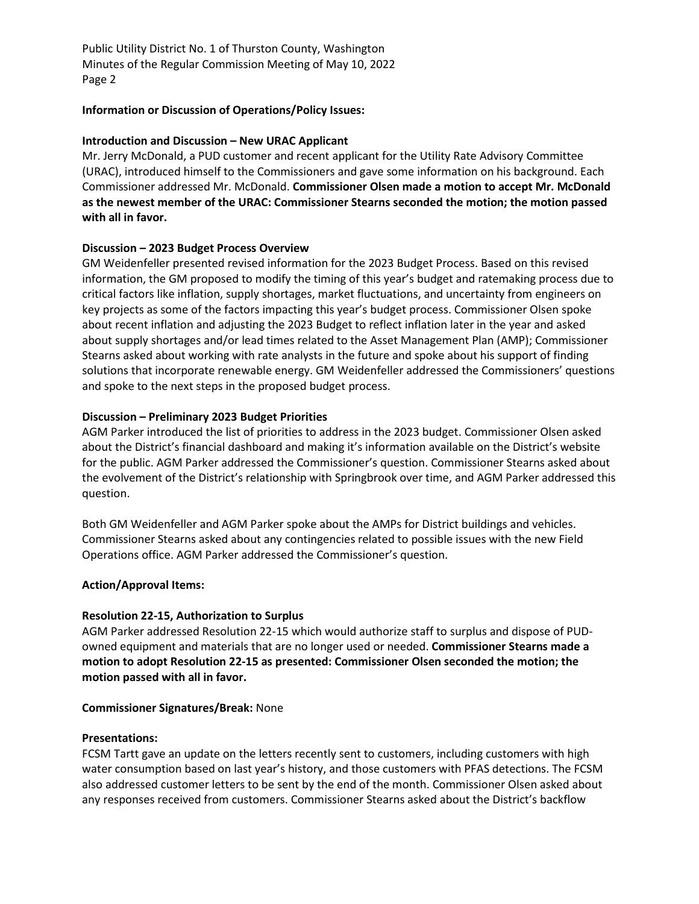**Information or Discussion of Operations/Policy Issues:**

**Introduction and Discussion – New URAC Applicant**

Mr. Jerry McDonald, a PUD customer and recent applicant for the Utility Rate Advisory Committee (URAC), introduced himself to the Commissioners and gave some information on his background. Each Commissioner addressed Mr. McDonald. **Commissioner Olsen made a motion to accept Mr. McDonald as the newest member of the URAC: Commissioner Stearns seconded the motion; the motion passed with all in favor.**

**Discussion – 2023 Budget Process Overview**

GM Weidenfeller presented revised information for the 2023 Budget Process. Based on this revised information, the GM proposed to modify the timing of this year's budget and ratemaking process due to critical factors like inflation, supply shortages, market fluctuations, and uncertainty from engineers on key projects as some of the factors impacting this year's budget process. Commissioner Olsen spoke about recent inflation and adjusting the 2023 Budget to reflect inflation later in the year and asked about supply shortages and/or lead times related to the Asset Management Plan (AMP); Commissioner Stearns asked about working with rate analysts in the future and spoke about his support of finding solutions that incorporate renewable energy. GM Weidenfeller addressed the Commissioners' questions and spoke to the next steps in the proposed budget process.

**Discussion – Preliminary 2023 Budget Priorities**

AGM Parker introduced the list of priorities to address in the 2023 budget. Commissioner Olsen asked about the District's financial dashboard and making it's information available on the District's website for the public. AGM Parker addressed the Commissioner's question. Commissioner Stearns asked about the evolvement of the District's relationship with Springbrook over time, and AGM Parker addressed this question.

Both GM Weidenfeller and AGM Parker spoke about the AMPs for District buildings and vehicles. Commissioner Stearns asked about any contingencies related to possible issues with the new Field Operations office. AGM Parker addressed the Commissioner's question.

**Action/Approval Items:**

**Resolution 22-15, Authorization to Surplus**

AGM Parker addressed Resolution 22-15 which would authorize staff to surplus and dispose of PUD-owned equipment and materials that are no longer used or needed. **Commissioner Stearns made a motion to adopt Resolution 22-15 as presented: Commissioner Olsen seconded the motion; the motion passed with all in favor.**

**Commissioner Signatures/Break:** None

**Presentations:**

FCSM Tartt gave an update on the letters recently sent to customers, including customers with high water consumption based on last year's history, and those customers with PFAS detections. The FCSM also addressed customer letters to be sent by the end of the month. Commissioner Olsen asked about any responses received from customers. Commissioner Stearns asked about the District's backflow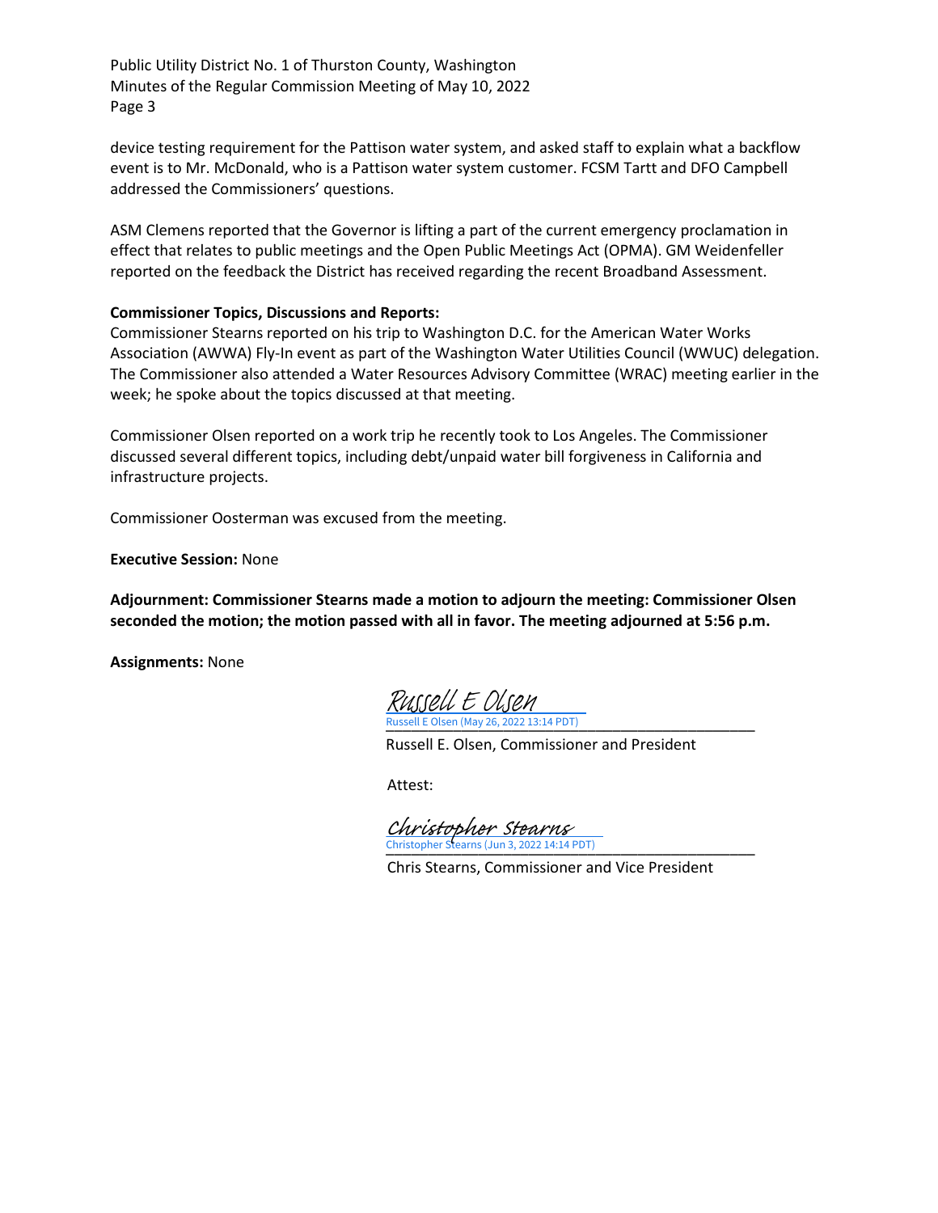device testing requirement for the Pattison water system, and asked staff to explain what a backflow event is to Mr. McDonald, who is a Pattison water system customer. FCSM Tartt and DFO Campbell addressed the Commissioners' questions.

ASM Clemens reported that the Governor is lifting a part of the current emergency proclamation in effect that relates to public meetings and the Open Public Meetings Act (OPMA). GM Weidenfeller reported on the feedback the District has received regarding the recent Broadband Assessment.

**Commissioner Topics, Discussions and Reports:**
Commissioner Stearns reported on his trip to Washington D.C. for the American Water Works Association (AWWA) Fly-In event as part of the Washington Water Utilities Council (WWUC) delegation. The Commissioner also attended a Water Resources Advisory Committee (WRAC) meeting earlier in the week; he spoke about the topics discussed at that meeting.

Commissioner Olsen reported on a work trip he recently took to Los Angeles. The Commissioner discussed several different topics, including debt/unpaid water bill forgiveness in California and infrastructure projects.

Commissioner Oosterman was excused from the meeting.

**Executive Session:** None

**Adjournment: Commissioner Stearns made a motion to adjourn the meeting: Commissioner Olsen seconded the motion; the motion passed with all in favor. The meeting adjourned at 5:56 p.m.**

**Assignments:** None

Russell E Olsen
Russell E Olsen (May 26, 2022 13:14 PDT)
Russell E. Olsen, Commissioner and President

Attest:

Christopher Stearns
Christopher Stearns (Jun 3, 2022 14:14 PDT)
Chris Stearns, Commissioner and Vice President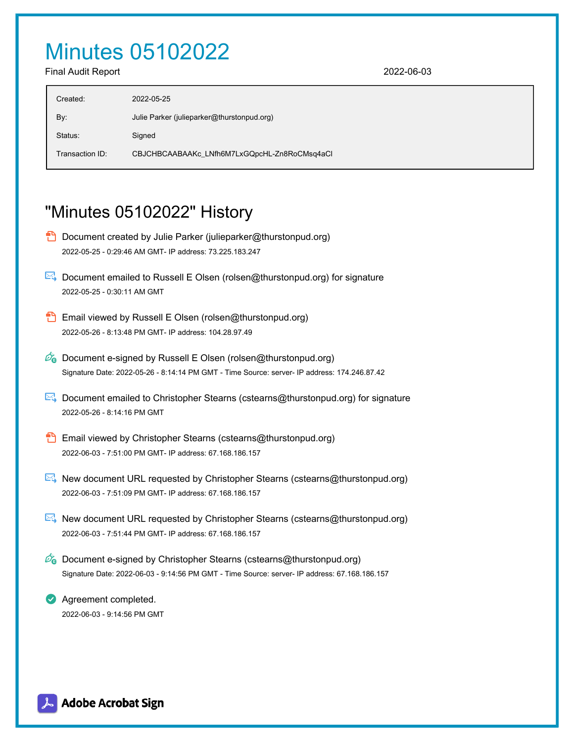# Minutes 05102022

Final Audit Report 2022-06-03

| | |
|---|---|
| Created: | 2022-05-25 |
| By: | Julie Parker (julieparker@thurstonpud.org) |
| Status: | Signed |
| Transaction ID: | CBJCHBCAABAAKc_LNfh6M7LxGQpcHL-Zn8RoCMsq4aCl |

## "Minutes 05102022" History

- Document created by Julie Parker (julieparker@thurstonpud.org)
  2022-05-25 - 0:29:46 AM GMT- IP address: 73.225.183.247

- Document emailed to Russell E Olsen (rolsen@thurstonpud.org) for signature
  2022-05-25 - 0:30:11 AM GMT

- Email viewed by Russell E Olsen (rolsen@thurstonpud.org)
  2022-05-26 - 8:13:48 PM GMT- IP address: 104.28.97.49

- Document e-signed by Russell E Olsen (rolsen@thurstonpud.org)
  Signature Date: 2022-05-26 - 8:14:14 PM GMT - Time Source: server- IP address: 174.246.87.42

- Document emailed to Christopher Stearns (cstearns@thurstonpud.org) for signature
  2022-05-26 - 8:14:16 PM GMT

- Email viewed by Christopher Stearns (cstearns@thurstonpud.org)
  2022-06-03 - 7:51:00 PM GMT- IP address: 67.168.186.157

- New document URL requested by Christopher Stearns (cstearns@thurstonpud.org)
  2022-06-03 - 7:51:09 PM GMT- IP address: 67.168.186.157

- New document URL requested by Christopher Stearns (cstearns@thurstonpud.org)
  2022-06-03 - 7:51:44 PM GMT- IP address: 67.168.186.157

- Document e-signed by Christopher Stearns (cstearns@thurstonpud.org)
  Signature Date: 2022-06-03 - 9:14:56 PM GMT - Time Source: server- IP address: 67.168.186.157

- Agreement completed.
  2022-06-03 - 9:14:56 PM GMT

Adobe Acrobat Sign